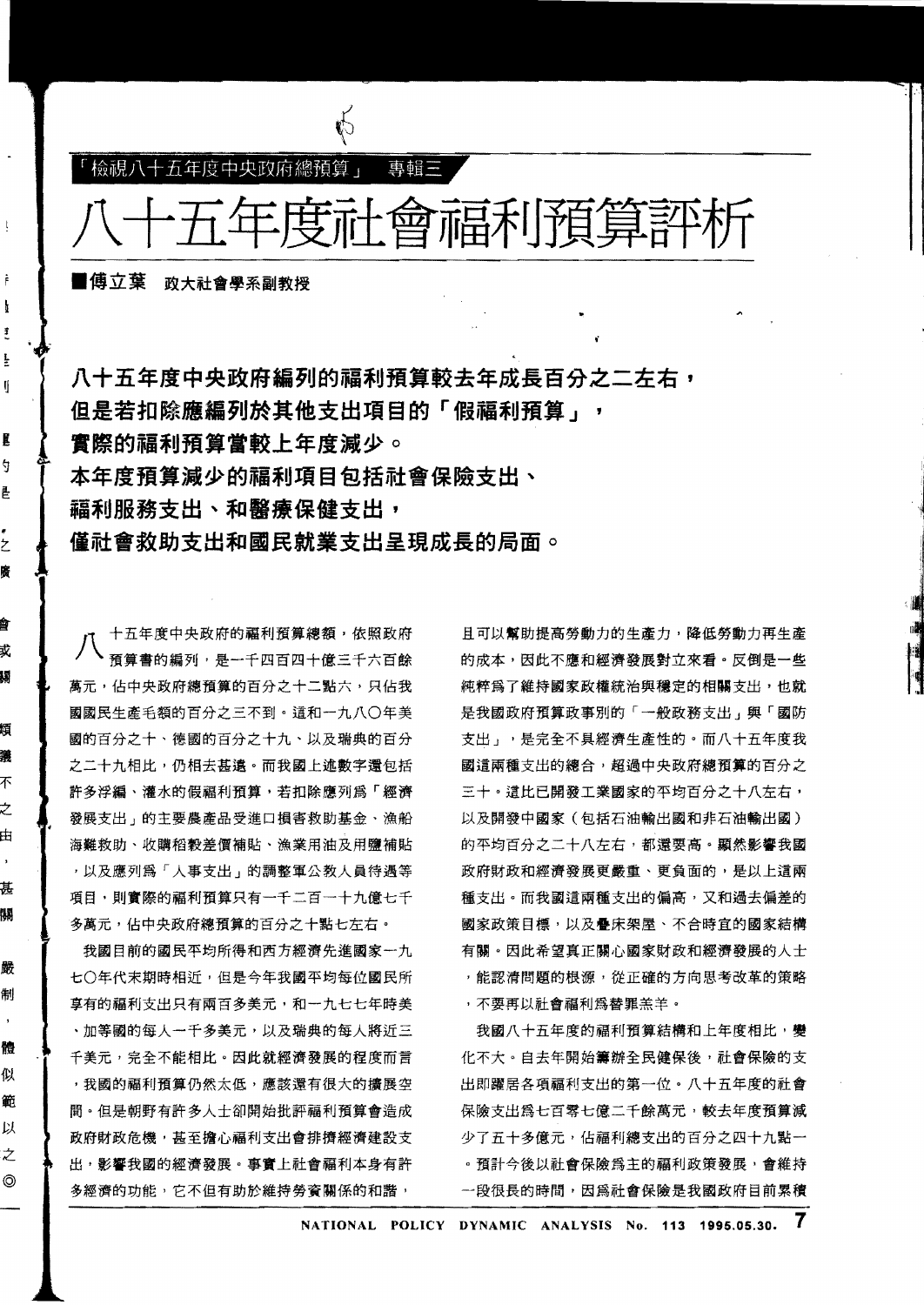「檢視八十五年度中央政府總預算」 專輯三

# 八十五年度社會福利預算評析

■**傅立葉** 政大社會學系副教授

**八十五年度中央政府編列的福利預算較去年成長百分之二左右，但是若扣除應編列於其他支出項目的「假福利預算」，實際的福利預算當較上年度減少。本年度預算減少的福利項目包括社會保險支出、福利服務支出、和醫療保健支出，僅社會救助支出和國民就業支出呈現成長的局面。**

八十五年度中央政府的福利預算總額，依照政府預算書的編列，是一千四百四十億三千六百餘萬元，佔中央政府總預算的百分之十二點六，只佔我國國民生產毛額的百分之三不到。這和一九八○年美國的百分之十、德國的百分之十九、以及瑞典的百分之二十九相比，仍相去甚遠。而我國上述數字還包括許多浮編、灌水的假福利預算，若扣除應列爲「經濟發展支出」的主要農產品受進口損害救助基金、漁船海難救助、收購稻穀差價補貼、漁業用油及用鹽補貼，以及應列爲「人事支出」的調整軍公教人員待遇等項目，則實際的福利預算只有一千二百一十九億七千多萬元，佔中央政府總預算的百分之十點七左右。

我國目前的國民平均所得和西方經濟先進國家一九七○年代末期時相近，但是今年我國平均每位國民所享有的福利支出只有兩百多美元，和一九七七年時美、加等國的每人一千多美元，以及瑞典的每人將近三千美元，完全不能相比。因此就經濟發展的程度而言，我國的福利預算仍然太低，應該還有很大的擴展空間。但是朝野有許多人士卻開始批評福利預算會造成政府財政危機，甚至擔心福利支出會排擠經濟建設支出，影響我國的經濟發展。事實上社會福利本身有許多經濟的功能，它不但有助於維持勞資關係的和諧，且可以幫助提高勞動力的生產力，降低勞動力再生產的成本，因此不應和經濟發展對立來看。反倒是一些純粹爲了維持國家政權統治與穩定的相關支出，也就是我國政府預算政事別的「一般政務支出」與「國防支出」，是完全不具經濟生產性的。而八十五年度我國這兩種支出的總合，超過中央政府總預算的百分之三十。這比已開發工業國家的平均百分之十八左右，以及開發中國家（包括石油輸出國和非石油輸出國）的平均百分之二十八左右，都還要高。顯然影響我國政府財政和經濟發展更嚴重、更負面的，是以上這兩種支出。而我國這兩種支出的偏高，又和過去偏差的國家政策目標，以及疊床架屋、不合時宜的國家結構有關。因此希望真正關心國家財政和經濟發展的人士，能認清問題的根源，從正確的方向思考改革的策略，不要再以社會福利爲替罪羔羊。

我國八十五年度的福利預算結構和上年度相比，變化不大。自去年開始籌辦全民健保後，社會保險的支出即躍居各項福利支出的第一位。八十五年度的社會保險支出爲七百零七億二千餘萬元，較去年度預算減少了五十多億元，佔福利總支出的百分之四十九點一。預計今後以社會保險爲主的福利政策發展，會維持一段很長的時間，因爲社會保險是我國政府目前累積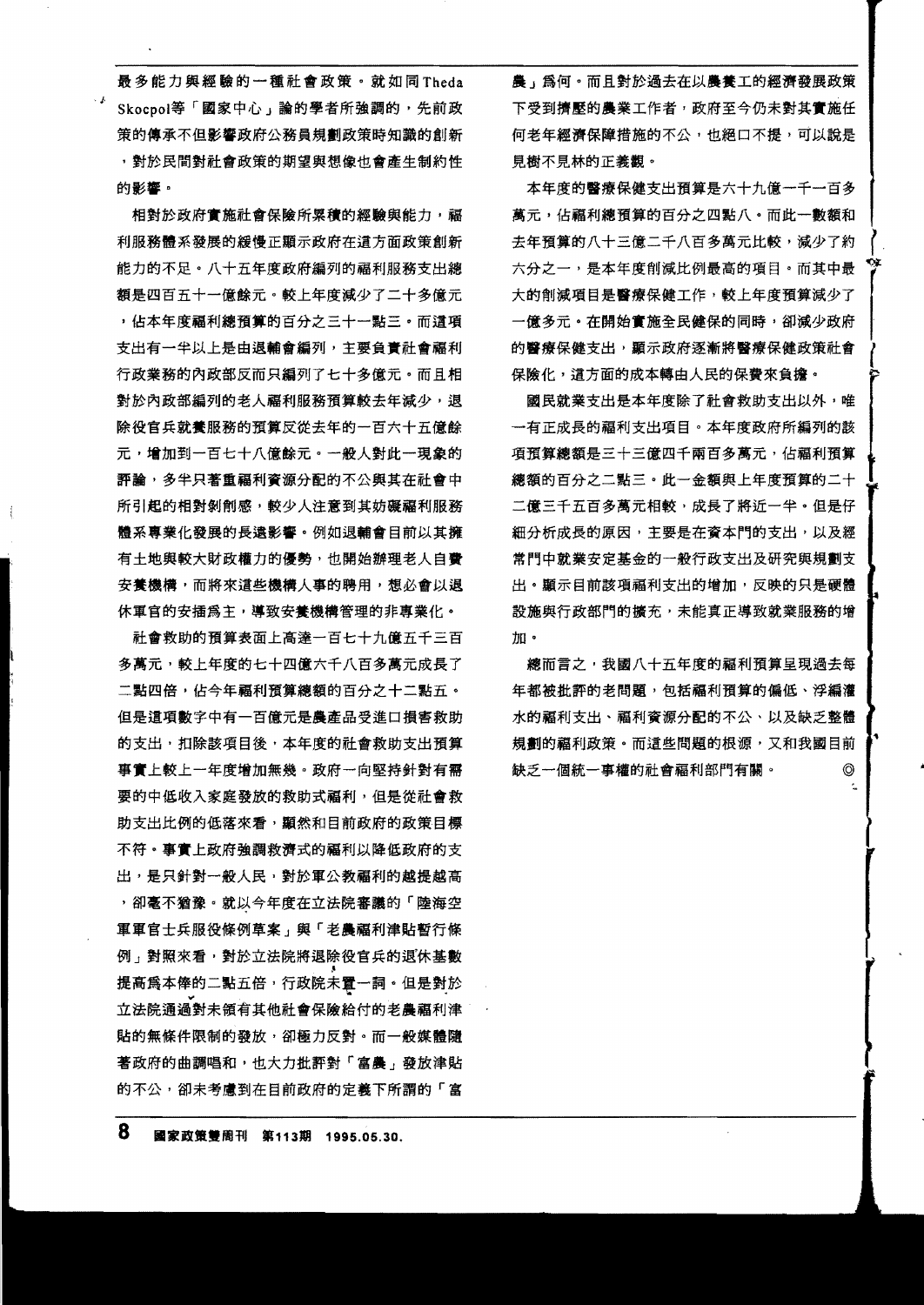最多能力與經驗的一種社會政策。就如同Theda Skocpol等「國家中心」論的學者所強調的，先前政策的傳承不但影響政府公務員規劃政策時知識的創新，對於民間對社會政策的期望與想像也會產生制約性的影響。

相對於政府實施社會保險所累積的經驗與能力，福利服務體系發展的緩慢正顯示政府在這方面政策創新能力的不足。八十五年度政府編列的福利服務支出總額是四百五十一億餘元。較上年度減少了二十多億元，佔本年度福利總預算的百分之三十一點三。而這項支出有一半以上是由退輔會編列，主要負責社會福利行政業務的內政部反而只編列了七十多億元。而且相對於內政部編列的老人福利服務預算較去年減少，退除役官兵就養服務的預算反從去年的一百六十五億餘元，增加到一百七十八億餘元。一般人對此一現象的評論，多半只著重福利資源分配的不公與其在社會中所引起的相對剝削感，較少人注意到其妨礙福利服務體系專業化發展的長遠影響。例如退輔會目前以其擁有土地與較大財政權力的優勢，也開始辦理老人自費安養機構，而將來這些機構人事的聘用，想必會以退休軍官的安插爲主，導致安養機構管理的非專業化。

社會救助的預算表面上高達一百七十九億五千三百多萬元，較上年度的七十四億六千八百多萬元成長了二點四倍，佔今年福利預算總額的百分之十二點五。但是這項數字中有一百億元是農產品受進口損害救助的支出，扣除該項目後，本年度的社會救助支出預算事實上較上一年度增加無幾。政府一向堅持針對有需要的中低收入家庭發放的救助式福利，但是從社會救助支出比例的低落來看，顯然和目前政府的政策目標不符。事實上政府強調救濟式的福利以降低政府的支出，是只針對一般人民，對於軍公教福利的越提越高，卻毫不猶豫。就以今年度在立法院審議的「陸海空軍軍官士兵服役條例草案」與「老農福利津貼暫行條例」對照來看，對於立法院將退除役官兵的退休基數提高爲本俸的二點五倍，行政院未置一詞。但是對於立法院通過對未領有其他社會保險給付的老農福利津貼的無條件限制的發放，卻極力反對。而一般媒體隨著政府的曲調唱和，也大力批評對「富農」發放津貼的不公，卻未考慮到在目前政府的定義下所謂的「富農」爲何。而且對於過去在以農養工的經濟發展政策下受到擠壓的農業工作者，政府至今仍未對其實施任何老年經濟保障措施的不公，也絕口不提，可以說是見樹不見林的正義觀。

本年度的醫療保健支出預算是六十九億一千一百多萬元，佔福利總預算的百分之四點八。而此一數額和去年預算的八十三億二千八百多萬元比較，減少了約六分之一，是本年度削減比例最高的項目。而其中最大的削減項目是醫療保健工作，較上年度預算減少了一億多元。在開始實施全民健保的同時，卻減少政府的醫療保健支出，顯示政府逐漸將醫療保健政策社會保險化，這方面的成本轉由人民的保費來負擔。

國民就業支出是本年度除了社會救助支出以外，唯一有正成長的福利支出項目。本年度政府所編列的該項預算總額是三十三億四千兩百多萬元，佔福利預算總額的百分之二點三。此一金額與上年度預算的二十二億三千五百多萬元相較，成長了將近一半。但是仔細分析成長的原因，主要是在資本門的支出，以及經常門中就業安定基金的一般行政支出及研究與規劃支出。顯示目前該項福利支出的增加，反映的只是硬體設施與行政部門的擴充，未能真正導致就業服務的增加。

總而言之，我國八十五年度的福利預算呈現過去每年都被批評的老問題，包括福利預算的偏低、浮編灌水的福利支出、福利資源分配的不公、以及缺乏整體規劃的福利政策。而這些問題的根源，又和我國目前缺乏一個統一事權的社會福利部門有關。 ◎